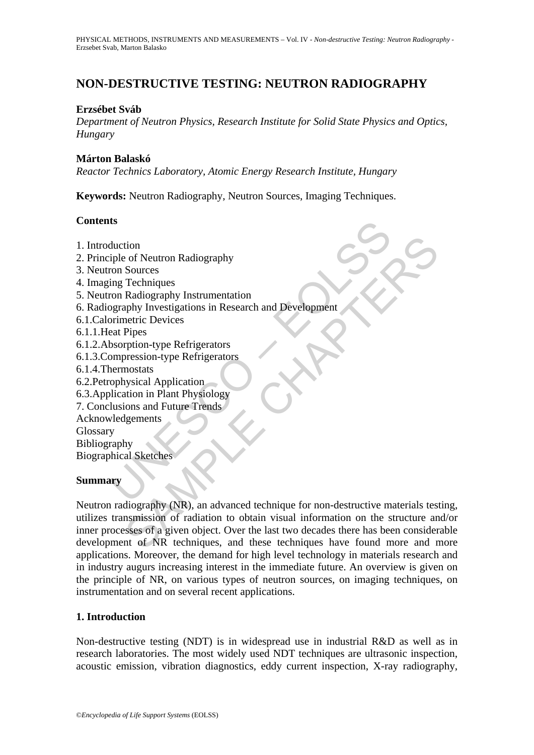# NON-DESTRUCTIVE TESTING: NEUTRON RADIOGRAPHY

**Erzsébet Sváb**

*Department of Neutron Physics, Research Institute for Solid State Physics and Optics, Hungary*

**Márton Balaskó**

*Reactor Technics Laboratory, Atomic Energy Research Institute, Hungary*

**Keywords:** Neutron Radiography, Neutron Sources, Imaging Techniques.

## Contents

1. Introduction
2. Principle of Neutron Radiography
3. Neutron Sources
4. Imaging Techniques
5. Neutron Radiography Instrumentation
6. Radiography Investigations in Research and Development
6.1. Calorimetric Devices
6.1.1. Heat Pipes
6.1.2. Absorption-type Refrigerators
6.1.3. Compression-type Refrigerators
6.1.4. Thermostats
6.2. Petrophysical Application
6.3. Application in Plant Physiology
7. Conclusions and Future Trends

Acknowledgements
Glossary
Bibliography
Biographical Sketches

## Summary

Neutron radiography (NR), an advanced technique for non-destructive materials testing, utilizes transmission of radiation to obtain visual information on the structure and/or inner processes of a given object. Over the last two decades there has been considerable development of NR techniques, and these techniques have found more and more applications. Moreover, the demand for high level technology in materials research and in industry augurs increasing interest in the immediate future. An overview is given on the principle of NR, on various types of neutron sources, on imaging techniques, on instrumentation and on several recent applications.

## 1. Introduction

Non-destructive testing (NDT) is in widespread use in industrial R&D as well as in research laboratories. The most widely used NDT techniques are ultrasonic inspection, acoustic emission, vibration diagnostics, eddy current inspection, X-ray radiography,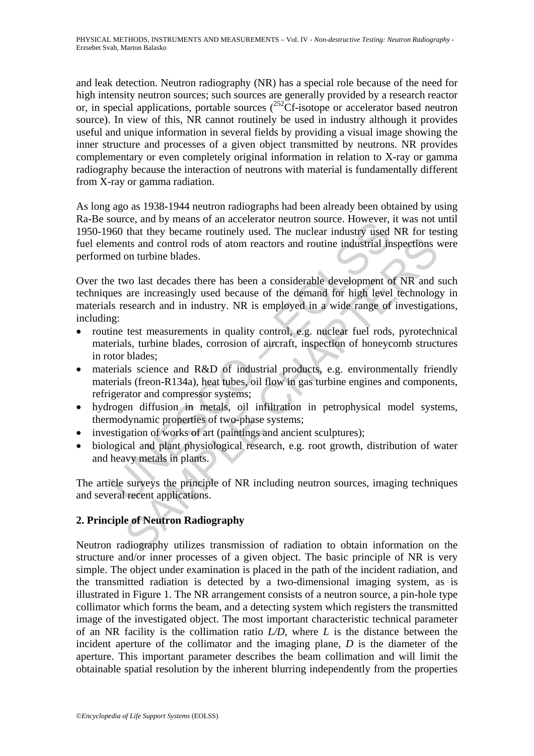and leak detection. Neutron radiography (NR) has a special role because of the need for high intensity neutron sources; such sources are generally provided by a research reactor or, in special applications, portable sources ($^{252}$Cf-isotope or accelerator based neutron source). In view of this, NR cannot routinely be used in industry although it provides useful and unique information in several fields by providing a visual image showing the inner structure and processes of a given object transmitted by neutrons. NR provides complementary or even completely original information in relation to X-ray or gamma radiography because the interaction of neutrons with material is fundamentally different from X-ray or gamma radiation.

As long ago as 1938-1944 neutron radiographs had been already been obtained by using Ra-Be source, and by means of an accelerator neutron source. However, it was not until 1950-1960 that they became routinely used. The nuclear industry used NR for testing fuel elements and control rods of atom reactors and routine industrial inspections were performed on turbine blades.

Over the two last decades there has been a considerable development of NR and such techniques are increasingly used because of the demand for high level technology in materials research and in industry. NR is employed in a wide range of investigations, including:

- routine test measurements in quality control, e.g. nuclear fuel rods, pyrotechnical materials, turbine blades, corrosion of aircraft, inspection of honeycomb structures in rotor blades;
- materials science and R&D of industrial products, e.g. environmentally friendly materials (freon-R134a), heat tubes, oil flow in gas turbine engines and components, refrigerator and compressor systems;
- hydrogen diffusion in metals, oil infiltration in petrophysical model systems, thermodynamic properties of two-phase systems;
- investigation of works of art (paintings and ancient sculptures);
- biological and plant physiological research, e.g. root growth, distribution of water and heavy metals in plants.

The article surveys the principle of NR including neutron sources, imaging techniques and several recent applications.

## 2. Principle of Neutron Radiography

Neutron radiography utilizes transmission of radiation to obtain information on the structure and/or inner processes of a given object. The basic principle of NR is very simple. The object under examination is placed in the path of the incident radiation, and the transmitted radiation is detected by a two-dimensional imaging system, as is illustrated in Figure 1. The NR arrangement consists of a neutron source, a pin-hole type collimator which forms the beam, and a detecting system which registers the transmitted image of the investigated object. The most important characteristic technical parameter of an NR facility is the collimation ratio $L/D$, where $L$ is the distance between the incident aperture of the collimator and the imaging plane, $D$ is the diameter of the aperture. This important parameter describes the beam collimation and will limit the obtainable spatial resolution by the inherent blurring independently from the properties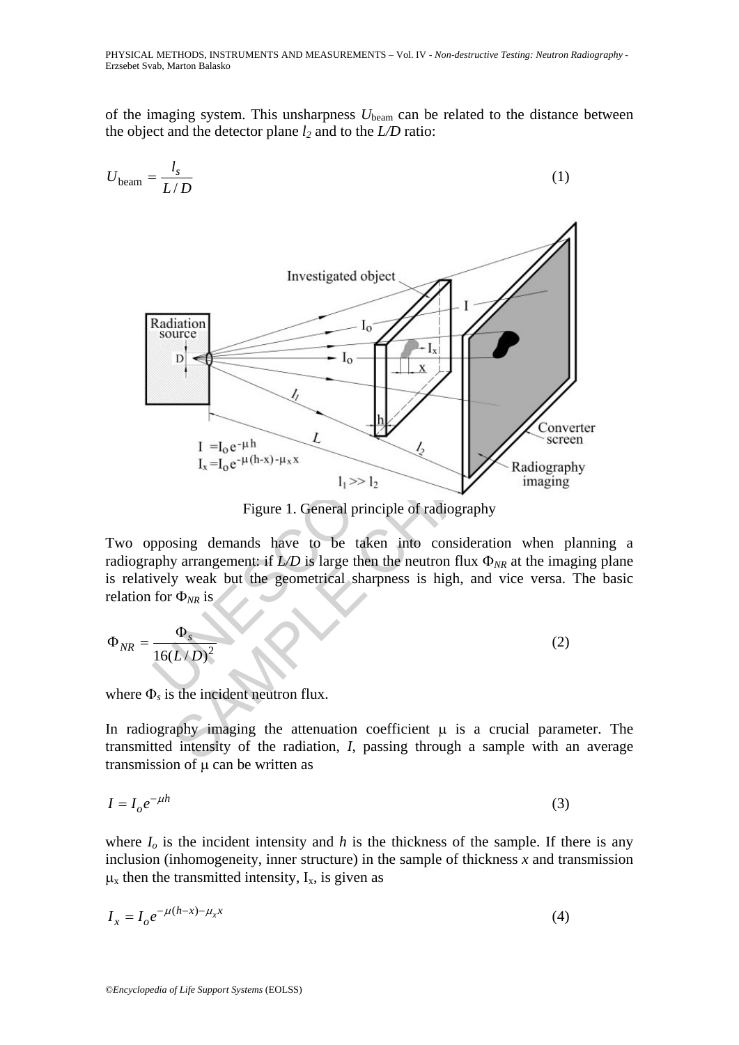of the imaging system. This unsharpness $U_{\text{beam}}$ can be related to the distance between the object and the detector plane $l_2$ and to the $L/D$ ratio:

$$U_{\text{beam}} = \frac{l_s}{L/D} \tag{1}$$

Figure 1. General principle of radiography

Two opposing demands have to be taken into consideration when planning a radiography arrangement: if $L/D$ is large then the neutron flux $\Phi_{NR}$ at the imaging plane is relatively weak but the geometrical sharpness is high, and vice versa. The basic relation for $\Phi_{NR}$ is

$$\Phi_{NR} = \frac{\Phi_s}{16(L/D)^2} \tag{2}$$

where $\Phi_s$ is the incident neutron flux.

In radiography imaging the attenuation coefficient $\mu$ is a crucial parameter. The transmitted intensity of the radiation, $I$, passing through a sample with an average transmission of $\mu$ can be written as

$$I = I_o e^{-\mu h} \tag{3}$$

where $I_o$ is the incident intensity and $h$ is the thickness of the sample. If there is any inclusion (inhomogeneity, inner structure) in the sample of thickness $x$ and transmission $\mu_x$ then the transmitted intensity, $I_x$, is given as

$$I_x = I_o e^{-\mu(h-x)-\mu_x x} \tag{4}$$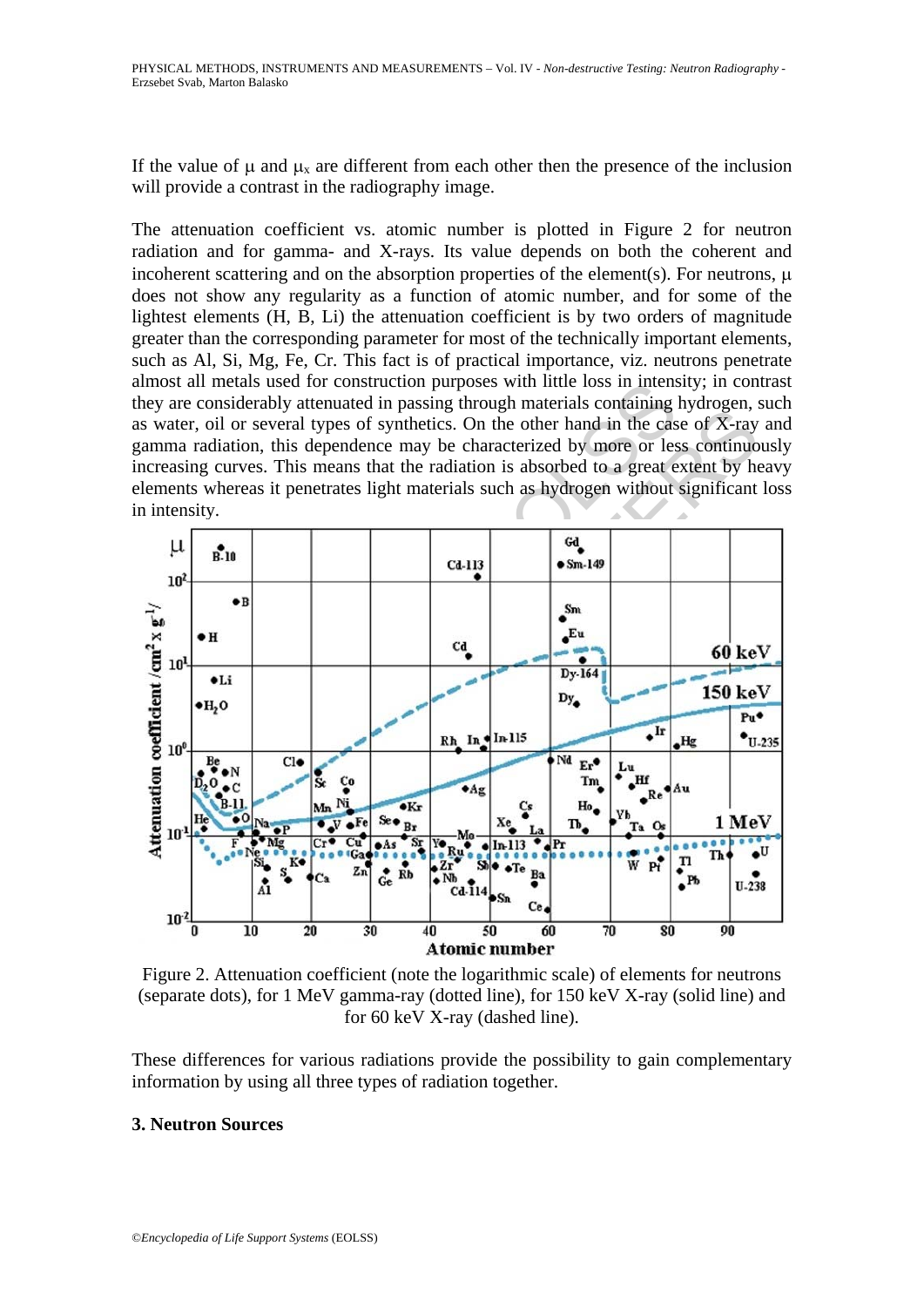If the value of μ and $\mu_x$ are different from each other then the presence of the inclusion will provide a contrast in the radiography image.

The attenuation coefficient vs. atomic number is plotted in Figure 2 for neutron radiation and for gamma- and X-rays. Its value depends on both the coherent and incoherent scattering and on the absorption properties of the element(s). For neutrons, μ does not show any regularity as a function of atomic number, and for some of the lightest elements (H, B, Li) the attenuation coefficient is by two orders of magnitude greater than the corresponding parameter for most of the technically important elements, such as Al, Si, Mg, Fe, Cr. This fact is of practical importance, viz. neutrons penetrate almost all metals used for construction purposes with little loss in intensity; in contrast they are considerably attenuated in passing through materials containing hydrogen, such as water, oil or several types of synthetics. On the other hand in the case of X-ray and gamma radiation, this dependence may be characterized by more or less continuously increasing curves. This means that the radiation is absorbed to a great extent by heavy elements whereas it penetrates light materials such as hydrogen without significant loss in intensity.

Figure 2. Attenuation coefficient (note the logarithmic scale) of elements for neutrons (separate dots), for 1 MeV gamma-ray (dotted line), for 150 keV X-ray (solid line) and for 60 keV X-ray (dashed line).

These differences for various radiations provide the possibility to gain complementary information by using all three types of radiation together.

## 3. Neutron Sources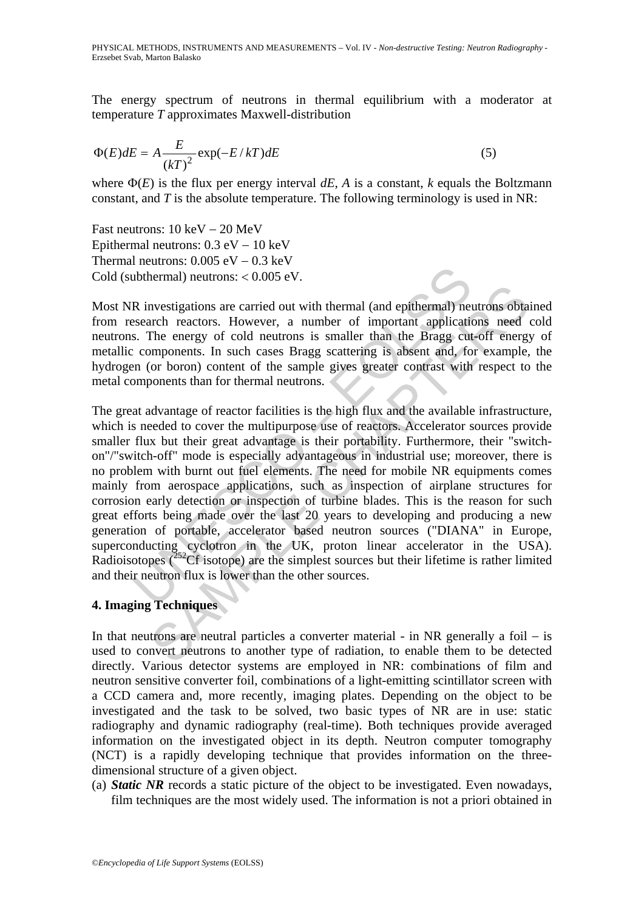The energy spectrum of neutrons in thermal equilibrium with a moderator at temperature *T* approximates Maxwell-distribution

$$\Phi(E)dE = A\frac{E}{(kT)^2}\exp(-E/kT)dE \qquad (5)$$

where $\Phi(E)$ is the flux per energy interval $dE$, $A$ is a constant, $k$ equals the Boltzmann constant, and $T$ is the absolute temperature. The following terminology is used in NR:

Fast neutrons: 10 keV – 20 MeV
Epithermal neutrons: 0.3 eV – 10 keV
Thermal neutrons: 0.005 eV – 0.3 keV
Cold (subthermal) neutrons: < 0.005 eV.

Most NR investigations are carried out with thermal (and epithermal) neutrons obtained from research reactors. However, a number of important applications need cold neutrons. The energy of cold neutrons is smaller than the Bragg cut-off energy of metallic components. In such cases Bragg scattering is absent and, for example, the hydrogen (or boron) content of the sample gives greater contrast with respect to the metal components than for thermal neutrons.

The great advantage of reactor facilities is the high flux and the available infrastructure, which is needed to cover the multipurpose use of reactors. Accelerator sources provide smaller flux but their great advantage is their portability. Furthermore, their "switch-on"/"switch-off" mode is especially advantageous in industrial use; moreover, there is no problem with burnt out fuel elements. The need for mobile NR equipments comes mainly from aerospace applications, such as inspection of airplane structures for corrosion early detection or inspection of turbine blades. This is the reason for such great efforts being made over the last 20 years to developing and producing a new generation of portable, accelerator based neutron sources ("DIANA" in Europe, superconducting cyclotron in the UK, proton linear accelerator in the USA). Radioisotopes ($^{252}$Cf isotope) are the simplest sources but their lifetime is rather limited and their neutron flux is lower than the other sources.

## 4. Imaging Techniques

In that neutrons are neutral particles a converter material - in NR generally a foil – is used to convert neutrons to another type of radiation, to enable them to be detected directly. Various detector systems are employed in NR: combinations of film and neutron sensitive converter foil, combinations of a light-emitting scintillator screen with a CCD camera and, more recently, imaging plates. Depending on the object to be investigated and the task to be solved, two basic types of NR are in use: static radiography and dynamic radiography (real-time). Both techniques provide averaged information on the investigated object in its depth. Neutron computer tomography (NCT) is a rapidly developing technique that provides information on the three-dimensional structure of a given object.

(a) ***Static NR*** records a static picture of the object to be investigated. Even nowadays, film techniques are the most widely used. The information is not a priori obtained in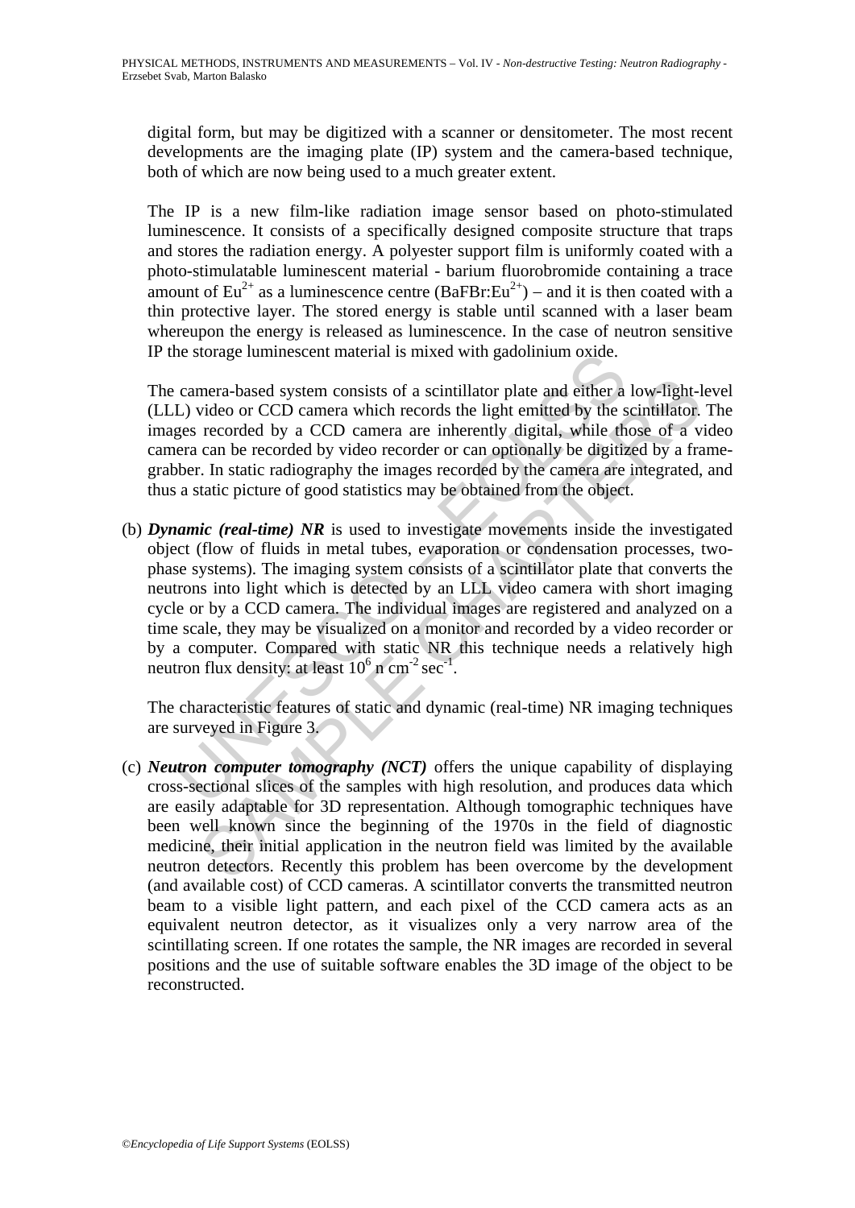digital form, but may be digitized with a scanner or densitometer. The most recent developments are the imaging plate (IP) system and the camera-based technique, both of which are now being used to a much greater extent.

The IP is a new film-like radiation image sensor based on photo-stimulated luminescence. It consists of a specifically designed composite structure that traps and stores the radiation energy. A polyester support film is uniformly coated with a photo-stimulatable luminescent material - barium fluorobromide containing a trace amount of $Eu^{2+}$ as a luminescence centre ($BaFBr:Eu^{2+}$) – and it is then coated with a thin protective layer. The stored energy is stable until scanned with a laser beam whereupon the energy is released as luminescence. In the case of neutron sensitive IP the storage luminescent material is mixed with gadolinium oxide.

The camera-based system consists of a scintillator plate and either a low-light-level (LLL) video or CCD camera which records the light emitted by the scintillator. The images recorded by a CCD camera are inherently digital, while those of a video camera can be recorded by video recorder or can optionally be digitized by a frame-grabber. In static radiography the images recorded by the camera are integrated, and thus a static picture of good statistics may be obtained from the object.

(b) ***Dynamic (real-time) NR*** is used to investigate movements inside the investigated object (flow of fluids in metal tubes, evaporation or condensation processes, two-phase systems). The imaging system consists of a scintillator plate that converts the neutrons into light which is detected by an LLL video camera with short imaging cycle or by a CCD camera. The individual images are registered and analyzed on a time scale, they may be visualized on a monitor and recorded by a video recorder or by a computer. Compared with static NR this technique needs a relatively high neutron flux density: at least $10^6$ n cm$^{-2}$ sec$^{-1}$.

The characteristic features of static and dynamic (real-time) NR imaging techniques are surveyed in Figure 3.

(c) ***Neutron computer tomography (NCT)*** offers the unique capability of displaying cross-sectional slices of the samples with high resolution, and produces data which are easily adaptable for 3D representation. Although tomographic techniques have been well known since the beginning of the 1970s in the field of diagnostic medicine, their initial application in the neutron field was limited by the available neutron detectors. Recently this problem has been overcome by the development (and available cost) of CCD cameras. A scintillator converts the transmitted neutron beam to a visible light pattern, and each pixel of the CCD camera acts as an equivalent neutron detector, as it visualizes only a very narrow area of the scintillating screen. If one rotates the sample, the NR images are recorded in several positions and the use of suitable software enables the 3D image of the object to be reconstructed.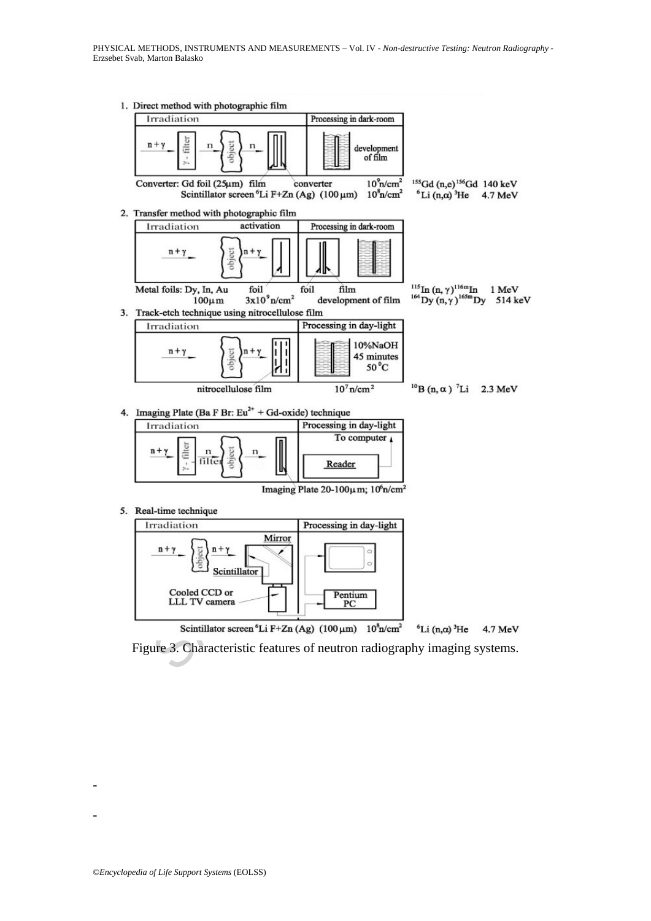1. Direct method with photographic film

| Irradiation | Processing in dark-room |
| --- | --- |
| $n+\gamma$ → γ - filter → n → object → n → | development of film |

Converter: Gd foil (25μm) film converter $10^9$n/cm$^2$ $^{155}Gd\ (n,e)\ ^{156}Gd$ 140 keV
Scintillator screen $^6$Li F+Zn (Ag) (100 μm) $10^8$n/cm$^2$ $^6Li\ (n,\alpha)\ ^3He$ 4.7 MeV

2. Transfer method with photographic film

| Irradiation activation | Processing in dark-room |
| --- | --- |
| $n+\gamma$ → object → $n+\gamma$ → | |

Metal foils: Dy, In, Au 100μm foil $3\times10^9$ n/cm$^2$ foil film development of film $^{115}In\ (n,\gamma)\ ^{116m}In$ 1 MeV
$^{164}Dy\ (n,\gamma)\ ^{165m}Dy$ 514 keV

3. Track-etch technique using nitrocellulose film

| Irradiation | Processing in day-light |
| --- | --- |
| $n+\gamma$ → object → $n+\gamma$ → | 10%NaOH 45 minutes 50 °C |

nitrocellulose film $10^7$ n/cm$^2$ $^{10}B\ (n,\alpha)\ ^7Li$ 2.3 MeV

4. Imaging Plate (Ba F Br: $Eu^{2+}$ + Gd-oxide) technique

| Irradiation | Processing in day-light |
| --- | --- |
| $n+\gamma$ → γ - filter → n filter → object → n → | Reader → To computer |

Imaging Plate 20-100μm; $10^6$n/cm$^2$

5. Real-time technique

| Irradiation | Processing in day-light |
| --- | --- |
| $n+\gamma$ → object → $n+\gamma$ → Scintillator, Mirror, Cooled CCD or LLL TV camera | Pentium PC |

Scintillator screen $^6$Li F+Zn (Ag) (100 μm) $10^8$n/cm$^2$ $^6Li\ (n,\alpha)\ ^3He$ 4.7 MeV

Figure 3. Characteristic features of neutron radiography imaging systems.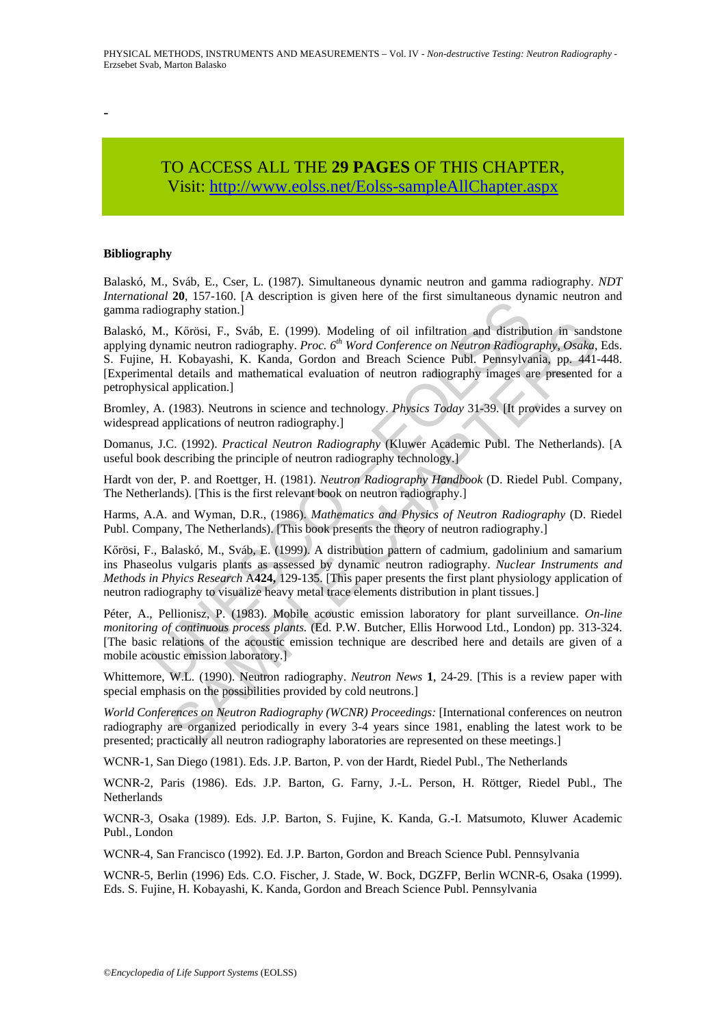-

TO ACCESS ALL THE **29 PAGES** OF THIS CHAPTER,
Visit: http://www.eolss.net/Eolss-sampleAllChapter.aspx

**Bibliography**

Balaskó, M., Sváb, E., Cser, L. (1987). Simultaneous dynamic neutron and gamma radiography. *NDT International* **20**, 157-160. [A description is given here of the first simultaneous dynamic neutron and gamma radiography station.]

Balaskó, M., Kőrösi, F., Sváb, E. (1999). Modeling of oil infiltration and distribution in sandstone applying dynamic neutron radiography. *Proc. 6th Word Conference on Neutron Radiography, Osaka*, Eds. S. Fujine, H. Kobayashi, K. Kanda, Gordon and Breach Science Publ. Pennsylvania, pp. 441-448. [Experimental details and mathematical evaluation of neutron radiography images are presented for a petrophysical application.]

Bromley, A. (1983). Neutrons in science and technology. *Physics Today* 31-39. [It provides a survey on widespread applications of neutron radiography.]

Domanus, J.C. (1992). *Practical Neutron Radiography* (Kluwer Academic Publ. The Netherlands). [A useful book describing the principle of neutron radiography technology.]

Hardt von der, P. and Roettger, H. (1981). *Neutron Radiography Handbook* (D. Riedel Publ. Company, The Netherlands). [This is the first relevant book on neutron radiography.]

Harms, A.A. and Wyman, D.R., (1986). *Mathematics and Physics of Neutron Radiography* (D. Riedel Publ. Company, The Netherlands). [This book presents the theory of neutron radiography.]

Kőrösi, F., Balaskó, M., Sváb, E. (1999). A distribution pattern of cadmium, gadolinium and samarium ins Phaseolus vulgaris plants as assessed by dynamic neutron radiography. *Nuclear Instruments and Methods in Phyics Research* A**424,** 129-135. [This paper presents the first plant physiology application of neutron radiography to visualize heavy metal trace elements distribution in plant tissues.]

Péter, A., Pellionisz, P. (1983). Mobile acoustic emission laboratory for plant surveillance. *On-line monitoring of continuous process plants.* (Ed. P.W. Butcher, Ellis Horwood Ltd., London) pp. 313-324. [The basic relations of the acoustic emission technique are described here and details are given of a mobile acoustic emission laboratory.]

Whittemore, W.L. (1990). Neutron radiography. *Neutron News* **1**, 24-29. [This is a review paper with special emphasis on the possibilities provided by cold neutrons.]

*World Conferences on Neutron Radiography (WCNR) Proceedings:* [International conferences on neutron radiography are organized periodically in every 3-4 years since 1981, enabling the latest work to be presented; practically all neutron radiography laboratories are represented on these meetings.]

WCNR-1, San Diego (1981). Eds. J.P. Barton, P. von der Hardt, Riedel Publ., The Netherlands

WCNR-2, Paris (1986). Eds. J.P. Barton, G. Farny, J.-L. Person, H. Röttger, Riedel Publ., The Netherlands

WCNR-3, Osaka (1989). Eds. J.P. Barton, S. Fujine, K. Kanda, G.-I. Matsumoto, Kluwer Academic Publ., London

WCNR-4, San Francisco (1992). Ed. J.P. Barton, Gordon and Breach Science Publ. Pennsylvania

WCNR-5, Berlin (1996) Eds. C.O. Fischer, J. Stade, W. Bock, DGZFP, Berlin WCNR-6, Osaka (1999). Eds. S. Fujine, H. Kobayashi, K. Kanda, Gordon and Breach Science Publ. Pennsylvania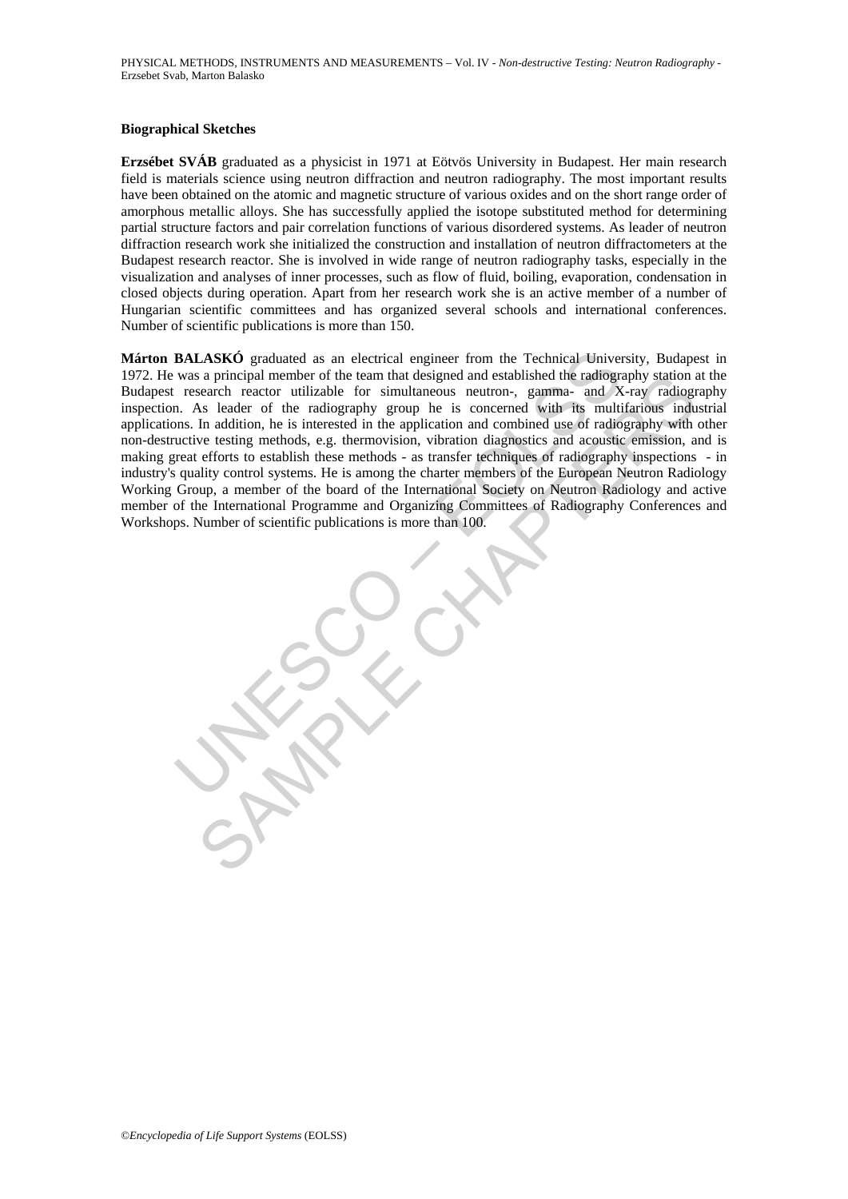**Biographical Sketches**

**Erzsébet SVÁB** graduated as a physicist in 1971 at Eötvös University in Budapest. Her main research field is materials science using neutron diffraction and neutron radiography. The most important results have been obtained on the atomic and magnetic structure of various oxides and on the short range order of amorphous metallic alloys. She has successfully applied the isotope substituted method for determining partial structure factors and pair correlation functions of various disordered systems. As leader of neutron diffraction research work she initialized the construction and installation of neutron diffractometers at the Budapest research reactor. She is involved in wide range of neutron radiography tasks, especially in the visualization and analyses of inner processes, such as flow of fluid, boiling, evaporation, condensation in closed objects during operation. Apart from her research work she is an active member of a number of Hungarian scientific committees and has organized several schools and international conferences. Number of scientific publications is more than 150.

**Márton BALASKÓ** graduated as an electrical engineer from the Technical University, Budapest in 1972. He was a principal member of the team that designed and established the radiography station at the Budapest research reactor utilizable for simultaneous neutron-, gamma- and X-ray radiography inspection. As leader of the radiography group he is concerned with its multifarious industrial applications. In addition, he is interested in the application and combined use of radiography with other non-destructive testing methods, e.g. thermovision, vibration diagnostics and acoustic emission, and is making great efforts to establish these methods - as transfer techniques of radiography inspections - in industry's quality control systems. He is among the charter members of the European Neutron Radiology Working Group, a member of the board of the International Society on Neutron Radiology and active member of the International Programme and Organizing Committees of Radiography Conferences and Workshops. Number of scientific publications is more than 100.